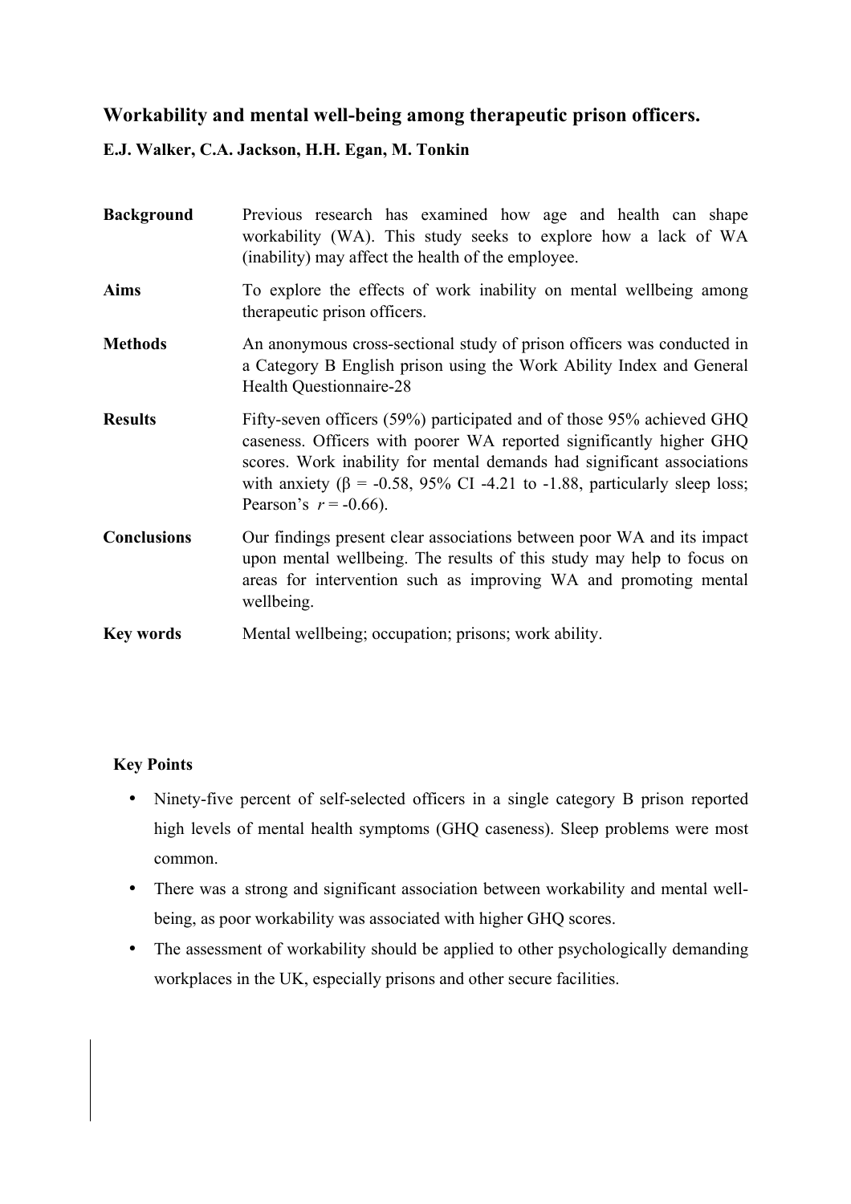# Workability and mental well-being among therapeutic prison officers.

**E.J. Walker, C.A. Jackson, H.H. Egan, M. Tonkin**

**Background** Previous research has examined how age and health can shape workability (WA). This study seeks to explore how a lack of WA (inability) may affect the health of the employee.

**Aims** To explore the effects of work inability on mental wellbeing among therapeutic prison officers.

**Methods** An anonymous cross-sectional study of prison officers was conducted in a Category B English prison using the Work Ability Index and General Health Questionnaire-28

**Results** Fifty-seven officers (59%) participated and of those 95% achieved GHQ caseness. Officers with poorer WA reported significantly higher GHQ scores. Work inability for mental demands had significant associations with anxiety ($\beta = -0.58$, 95% CI -4.21 to -1.88, particularly sleep loss; Pearson's $r = -0.66$).

**Conclusions** Our findings present clear associations between poor WA and its impact upon mental wellbeing. The results of this study may help to focus on areas for intervention such as improving WA and promoting mental wellbeing.

**Key words** Mental wellbeing; occupation; prisons; work ability.

## Key Points

- Ninety-five percent of self-selected officers in a single category B prison reported high levels of mental health symptoms (GHQ caseness). Sleep problems were most common.
- There was a strong and significant association between workability and mental well-being, as poor workability was associated with higher GHQ scores.
- The assessment of workability should be applied to other psychologically demanding workplaces in the UK, especially prisons and other secure facilities.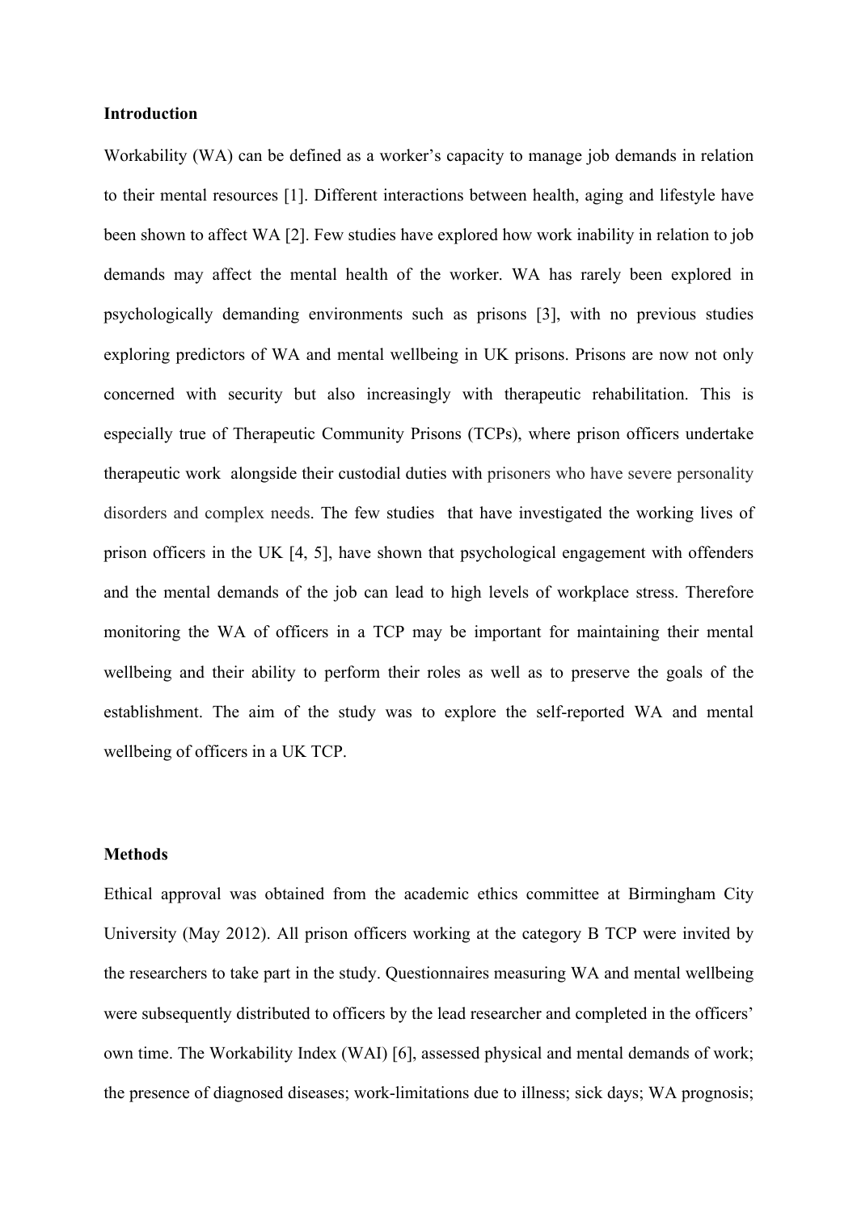**Introduction**

Workability (WA) can be defined as a worker's capacity to manage job demands in relation to their mental resources [1]. Different interactions between health, aging and lifestyle have been shown to affect WA [2]. Few studies have explored how work inability in relation to job demands may affect the mental health of the worker. WA has rarely been explored in psychologically demanding environments such as prisons [3], with no previous studies exploring predictors of WA and mental wellbeing in UK prisons. Prisons are now not only concerned with security but also increasingly with therapeutic rehabilitation. This is especially true of Therapeutic Community Prisons (TCPs), where prison officers undertake therapeutic work alongside their custodial duties with prisoners who have severe personality disorders and complex needs. The few studies that have investigated the working lives of prison officers in the UK [4, 5], have shown that psychological engagement with offenders and the mental demands of the job can lead to high levels of workplace stress. Therefore monitoring the WA of officers in a TCP may be important for maintaining their mental wellbeing and their ability to perform their roles as well as to preserve the goals of the establishment. The aim of the study was to explore the self-reported WA and mental wellbeing of officers in a UK TCP.

**Methods**

Ethical approval was obtained from the academic ethics committee at Birmingham City University (May 2012). All prison officers working at the category B TCP were invited by the researchers to take part in the study. Questionnaires measuring WA and mental wellbeing were subsequently distributed to officers by the lead researcher and completed in the officers' own time. The Workability Index (WAI) [6], assessed physical and mental demands of work; the presence of diagnosed diseases; work-limitations due to illness; sick days; WA prognosis;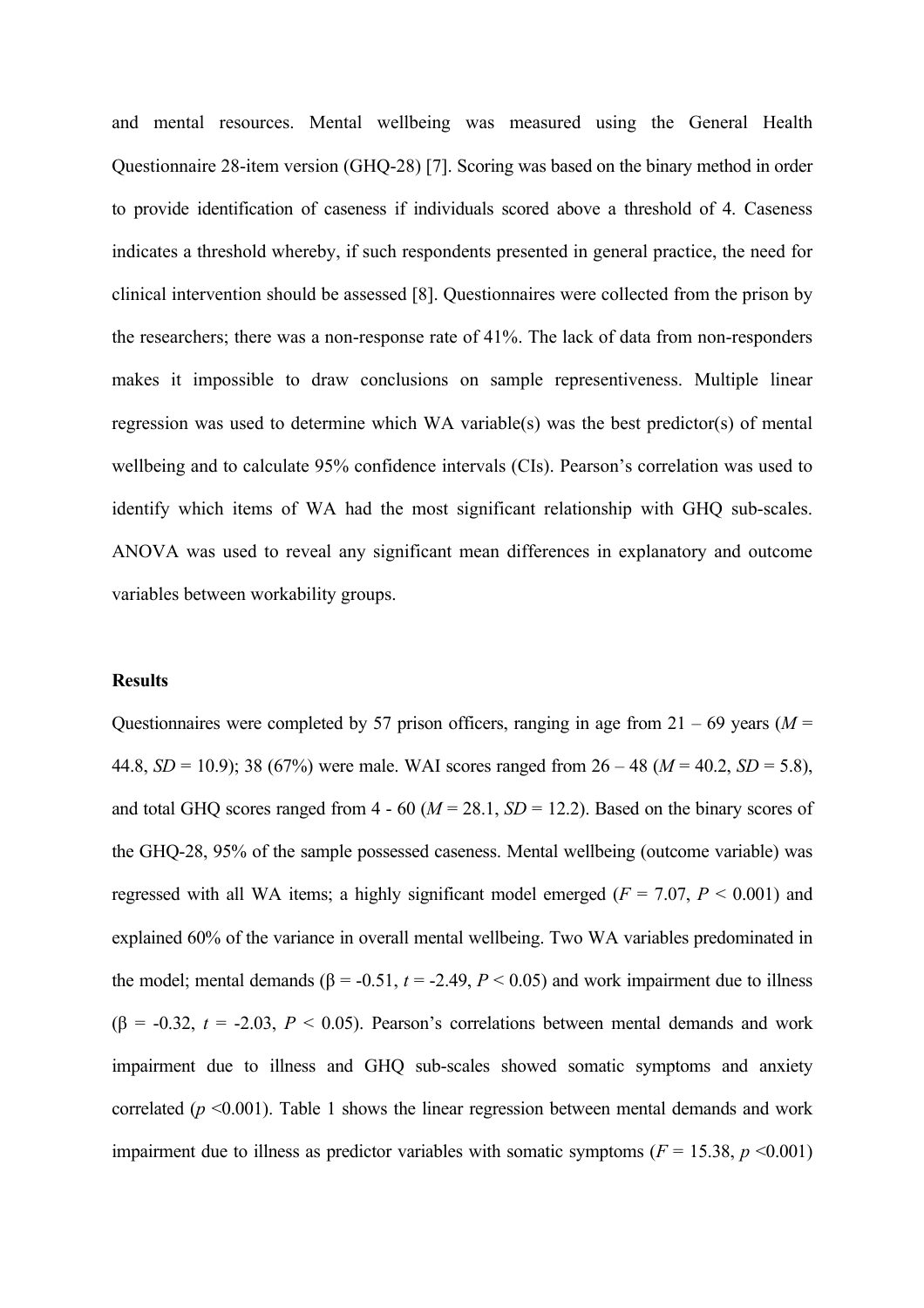and mental resources. Mental wellbeing was measured using the General Health Questionnaire 28-item version (GHQ-28) [7]. Scoring was based on the binary method in order to provide identification of caseness if individuals scored above a threshold of 4. Caseness indicates a threshold whereby, if such respondents presented in general practice, the need for clinical intervention should be assessed [8]. Questionnaires were collected from the prison by the researchers; there was a non-response rate of 41%. The lack of data from non-responders makes it impossible to draw conclusions on sample representiveness. Multiple linear regression was used to determine which WA variable(s) was the best predictor(s) of mental wellbeing and to calculate 95% confidence intervals (CIs). Pearson's correlation was used to identify which items of WA had the most significant relationship with GHQ sub-scales. ANOVA was used to reveal any significant mean differences in explanatory and outcome variables between workability groups.

**Results**

Questionnaires were completed by 57 prison officers, ranging in age from 21 – 69 years ($M$ = 44.8, $SD$ = 10.9); 38 (67%) were male. WAI scores ranged from 26 – 48 ($M$ = 40.2, $SD$ = 5.8), and total GHQ scores ranged from 4 - 60 ($M$ = 28.1, $SD$ = 12.2). Based on the binary scores of the GHQ-28, 95% of the sample possessed caseness. Mental wellbeing (outcome variable) was regressed with all WA items; a highly significant model emerged ($F$ = 7.07, $P$ < 0.001) and explained 60% of the variance in overall mental wellbeing. Two WA variables predominated in the model; mental demands ($\beta$ = -0.51, $t$ = -2.49, $P$ < 0.05) and work impairment due to illness ($\beta$ = -0.32, $t$ = -2.03, $P$ < 0.05). Pearson's correlations between mental demands and work impairment due to illness and GHQ sub-scales showed somatic symptoms and anxiety correlated ($p$ <0.001). Table 1 shows the linear regression between mental demands and work impairment due to illness as predictor variables with somatic symptoms ($F$ = 15.38, $p$ <0.001)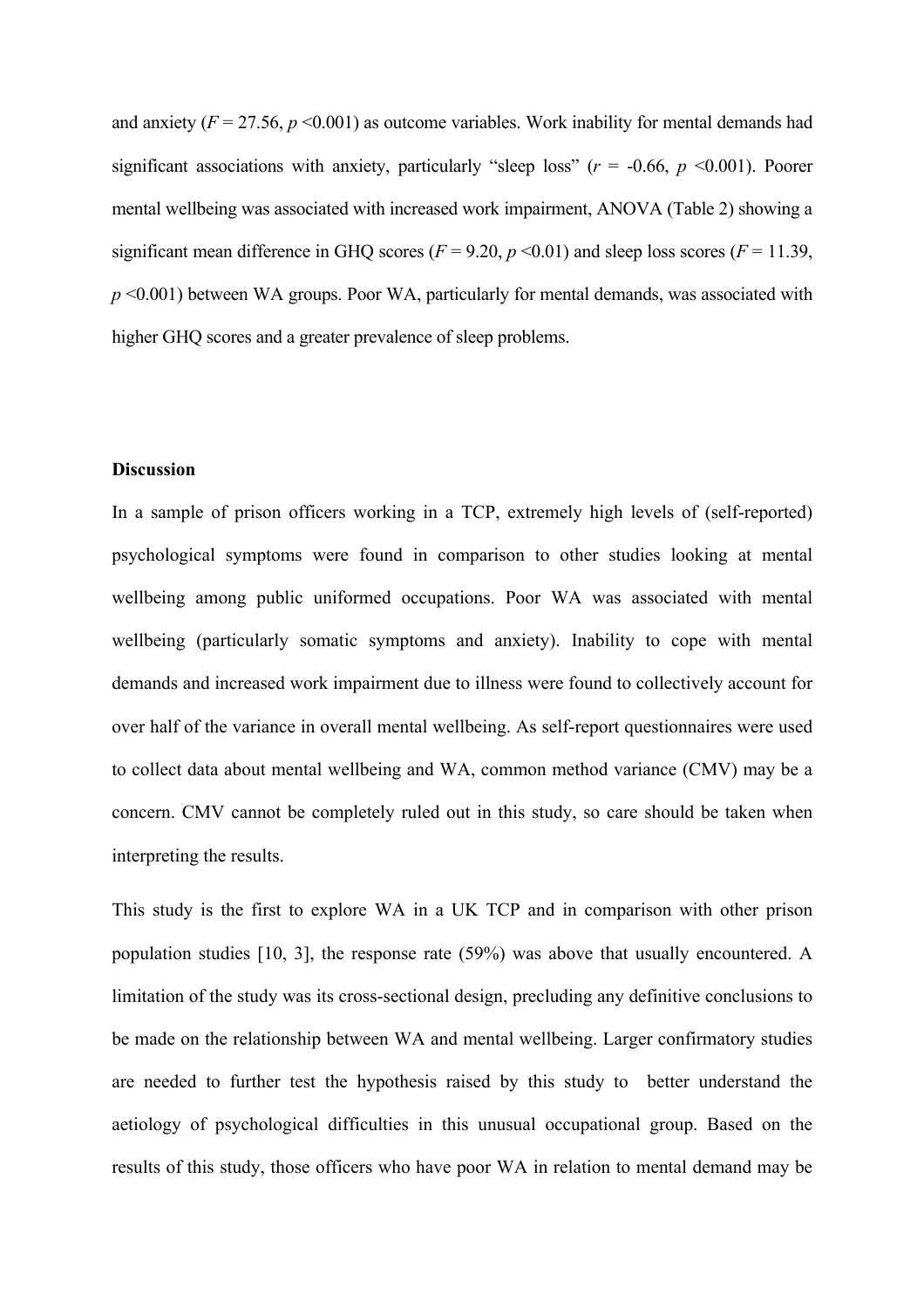and anxiety ($F = 27.56$, $p < 0.001$) as outcome variables. Work inability for mental demands had significant associations with anxiety, particularly "sleep loss" ($r = -0.66$, $p < 0.001$). Poorer mental wellbeing was associated with increased work impairment, ANOVA (Table 2) showing a significant mean difference in GHQ scores ($F = 9.20$, $p < 0.01$) and sleep loss scores ($F = 11.39$, $p < 0.001$) between WA groups. Poor WA, particularly for mental demands, was associated with higher GHQ scores and a greater prevalence of sleep problems.

**Discussion**

In a sample of prison officers working in a TCP, extremely high levels of (self-reported) psychological symptoms were found in comparison to other studies looking at mental wellbeing among public uniformed occupations. Poor WA was associated with mental wellbeing (particularly somatic symptoms and anxiety). Inability to cope with mental demands and increased work impairment due to illness were found to collectively account for over half of the variance in overall mental wellbeing. As self-report questionnaires were used to collect data about mental wellbeing and WA, common method variance (CMV) may be a concern. CMV cannot be completely ruled out in this study, so care should be taken when interpreting the results.

This study is the first to explore WA in a UK TCP and in comparison with other prison population studies [10, 3], the response rate (59%) was above that usually encountered. A limitation of the study was its cross-sectional design, precluding any definitive conclusions to be made on the relationship between WA and mental wellbeing. Larger confirmatory studies are needed to further test the hypothesis raised by this study to better understand the aetiology of psychological difficulties in this unusual occupational group. Based on the results of this study, those officers who have poor WA in relation to mental demand may be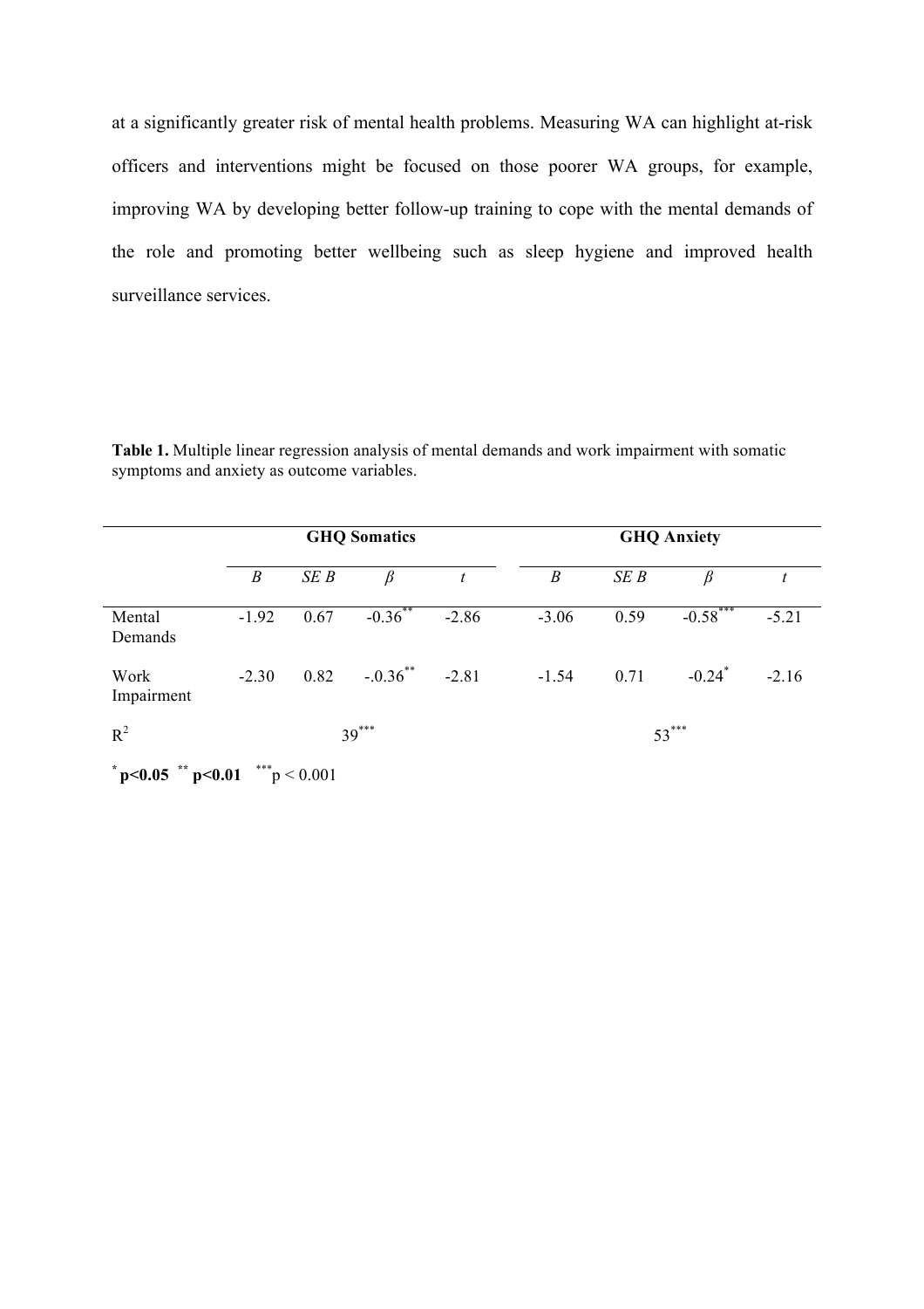at a significantly greater risk of mental health problems. Measuring WA can highlight at-risk officers and interventions might be focused on those poorer WA groups, for example, improving WA by developing better follow-up training to cope with the mental demands of the role and promoting better wellbeing such as sleep hygiene and improved health surveillance services.

**Table 1.** Multiple linear regression analysis of mental demands and work impairment with somatic symptoms and anxiety as outcome variables.

| | GHQ Somatics | | | | GHQ Anxiety | | | |
|---|---|---|---|---|---|---|---|---|
| | *B* | *SE B* | *β* | *t* | *B* | *SE B* | *β* | *t* |
| Mental Demands | -1.92 | 0.67 | -0.36** | -2.86 | -3.06 | 0.59 | -0.58*** | -5.21 |
| Work Impairment | -2.30 | 0.82 | -.0.36** | -2.81 | -1.54 | 0.71 | -0.24* | -2.16 |
| $R^2$ | | 39*** | | | | 53*** | | |

* **p<0.05** ** **p<0.01** *** p < 0.001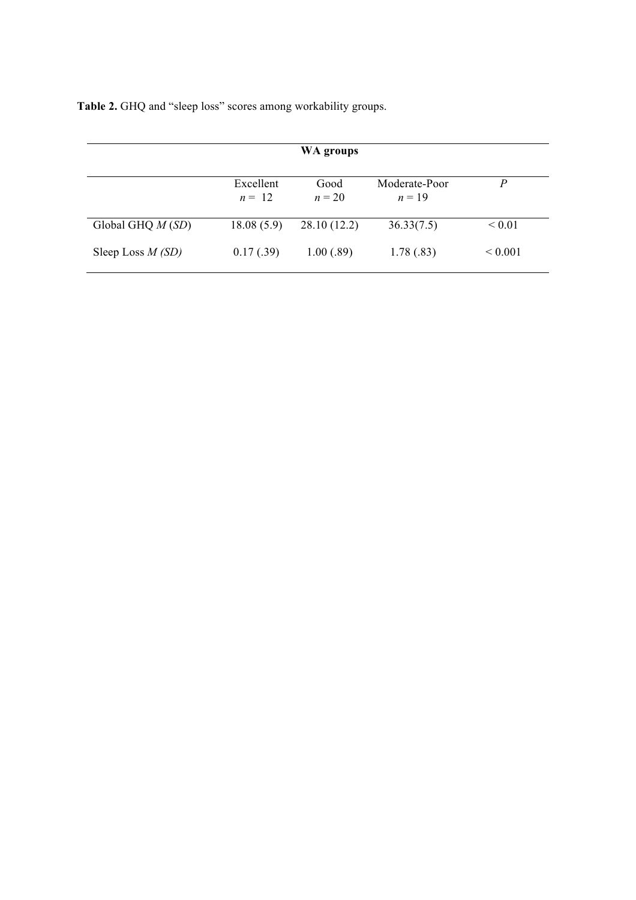**Table 2.** GHQ and "sleep loss" scores among workability groups.

| | WA groups | | | |
|---|---|---|---|---|
| | Excellent $n$ = 12 | Good $n$ = 20 | Moderate-Poor $n$ = 19 | $P$ |
| Global GHQ *M* (*SD*) | 18.08 (5.9) | 28.10 (12.2) | 36.33(7.5) | < 0.01 |
| Sleep Loss *M (SD)* | 0.17 (.39) | 1.00 (.89) | 1.78 (.83) | < 0.001 |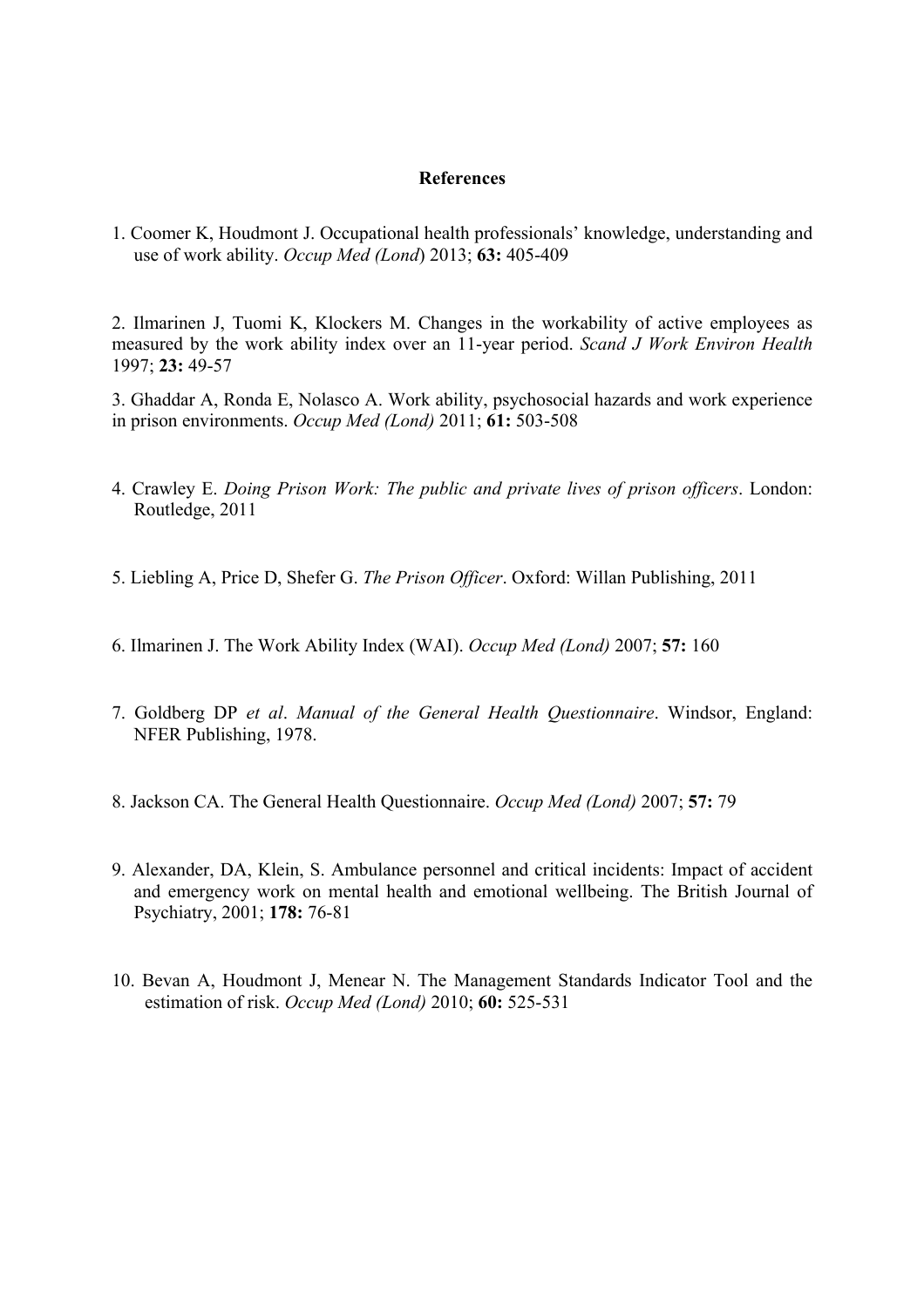**References**

1. Coomer K, Houdmont J. Occupational health professionals' knowledge, understanding and use of work ability. *Occup Med (Lond*) 2013; **63:** 405-409

2. Ilmarinen J, Tuomi K, Klockers M. Changes in the workability of active employees as measured by the work ability index over an 11-year period. *Scand J Work Environ Health* 1997; **23:** 49-57

3. Ghaddar A, Ronda E, Nolasco A. Work ability, psychosocial hazards and work experience in prison environments. *Occup Med (Lond)* 2011; **61:** 503-508

4. Crawley E. *Doing Prison Work: The public and private lives of prison officers*. London: Routledge, 2011

5. Liebling A, Price D, Shefer G. *The Prison Officer*. Oxford: Willan Publishing, 2011

6. Ilmarinen J. The Work Ability Index (WAI). *Occup Med (Lond)* 2007; **57:** 160

7. Goldberg DP *et al*. *Manual of the General Health Questionnaire*. Windsor, England: NFER Publishing, 1978.

8. Jackson CA. The General Health Questionnaire. *Occup Med (Lond)* 2007; **57:** 79

9. Alexander, DA, Klein, S. Ambulance personnel and critical incidents: Impact of accident and emergency work on mental health and emotional wellbeing. The British Journal of Psychiatry, 2001; **178:** 76-81

10. Bevan A, Houdmont J, Menear N. The Management Standards Indicator Tool and the estimation of risk. *Occup Med (Lond)* 2010; **60:** 525-531